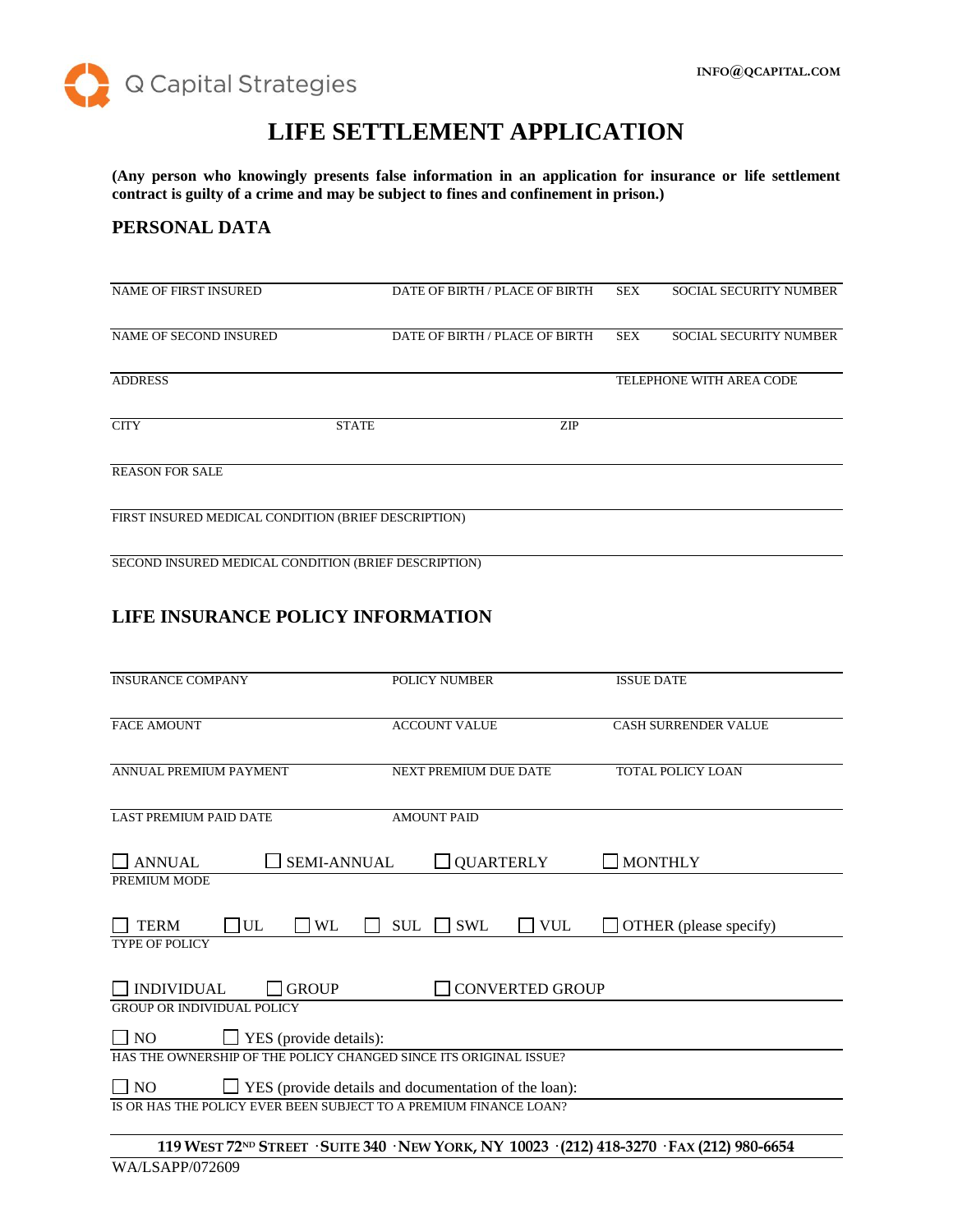Q Capital Strategies

INFO@QCAPITAL.COM

# LIFE SETTLEMENT APPLICATION

**(Any person who knowingly presents false information in an application for insurance or life settlement contract is guilty of a crime and may be subject to fines and confinement in prison.)**

## PERSONAL DATA

| NAME OF FIRST INSURED | DATE OF BIRTH / PLACE OF BIRTH | SEX | SOCIAL SECURITY NUMBER |
|---|---|---|---|
| NAME OF SECOND INSURED | DATE OF BIRTH / PLACE OF BIRTH | SEX | SOCIAL SECURITY NUMBER |

| ADDRESS | TELEPHONE WITH AREA CODE |
|---|---|

| CITY | STATE | ZIP |
|---|---|---|

REASON FOR SALE

FIRST INSURED MEDICAL CONDITION (BRIEF DESCRIPTION)

SECOND INSURED MEDICAL CONDITION (BRIEF DESCRIPTION)

## LIFE INSURANCE POLICY INFORMATION

| INSURANCE COMPANY | POLICY NUMBER | ISSUE DATE |
|---|---|---|
| FACE AMOUNT | ACCOUNT VALUE | CASH SURRENDER VALUE |
| ANNUAL PREMIUM PAYMENT | NEXT PREMIUM DUE DATE | TOTAL POLICY LOAN |
| LAST PREMIUM PAID DATE | AMOUNT PAID | |

☐ ANNUAL ☐ SEMI-ANNUAL ☐ QUARTERLY ☐ MONTHLY

PREMIUM MODE

☐ TERM ☐ UL ☐ WL ☐ SUL ☐ SWL ☐ VUL ☐ OTHER (please specify)

TYPE OF POLICY

☐ INDIVIDUAL ☐ GROUP ☐ CONVERTED GROUP

GROUP OR INDIVIDUAL POLICY

☐ NO ☐ YES (provide details):

HAS THE OWNERSHIP OF THE POLICY CHANGED SINCE ITS ORIGINAL ISSUE?

☐ NO ☐ YES (provide details and documentation of the loan):

IS OR HAS THE POLICY EVER BEEN SUBJECT TO A PREMIUM FINANCE LOAN?

119 WEST 72ND STREET · SUITE 340 · NEW YORK, NY 10023 · (212) 418-3270 · FAX (212) 980-6654

WA/LSAPP/072609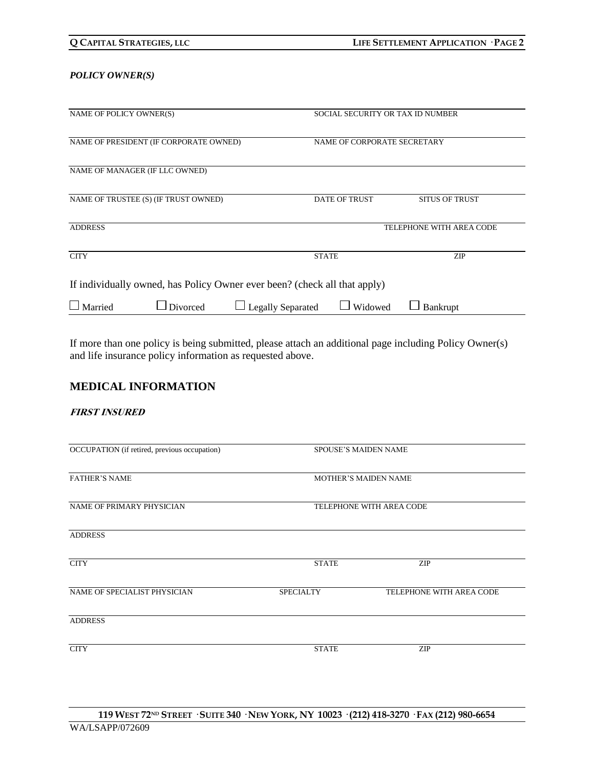***POLICY OWNER(S)***

| NAME OF POLICY OWNER(S) | SOCIAL SECURITY OR TAX ID NUMBER | |
|---|---|---|
| NAME OF PRESIDENT (IF CORPORATE OWNED) | NAME OF CORPORATE SECRETARY | |
| NAME OF MANAGER (IF LLC OWNED) | | |
| NAME OF TRUSTEE (S) (IF TRUST OWNED) | DATE OF TRUST | SITUS OF TRUST |
| ADDRESS | | TELEPHONE WITH AREA CODE |
| CITY | STATE | ZIP |

If individually owned, has Policy Owner ever been? (check all that apply)

☐ Married ☐ Divorced ☐ Legally Separated ☐ Widowed ☐ Bankrupt

If more than one policy is being submitted, please attach an additional page including Policy Owner(s) and life insurance policy information as requested above.

## MEDICAL INFORMATION

***FIRST INSURED***

| OCCUPATION (if retired, previous occupation) | SPOUSE'S MAIDEN NAME | |
|---|---|---|
| FATHER'S NAME | MOTHER'S MAIDEN NAME | |
| NAME OF PRIMARY PHYSICIAN | TELEPHONE WITH AREA CODE | |
| ADDRESS | | |
| CITY | STATE | ZIP |
| NAME OF SPECIALIST PHYSICIAN | SPECIALTY | TELEPHONE WITH AREA CODE |
| ADDRESS | | |
| CITY | STATE | ZIP |

WA/LSAPP/072609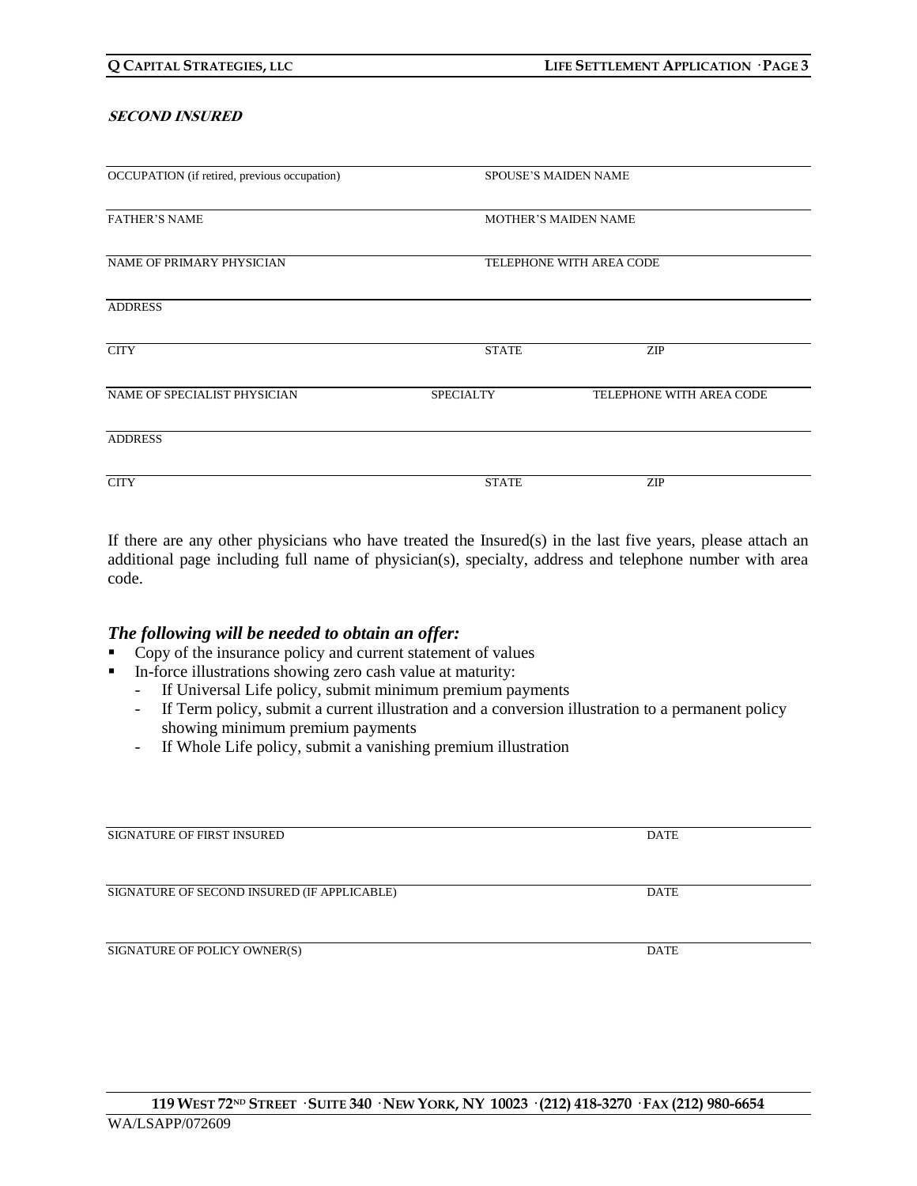***SECOND INSURED***

| OCCUPATION (if retired, previous occupation) | SPOUSE'S MAIDEN NAME | |
|---|---|---|
| FATHER'S NAME | MOTHER'S MAIDEN NAME | |
| NAME OF PRIMARY PHYSICIAN | TELEPHONE WITH AREA CODE | |
| ADDRESS | | |
| CITY | STATE | ZIP |
| NAME OF SPECIALIST PHYSICIAN | SPECIALTY | TELEPHONE WITH AREA CODE |
| ADDRESS | | |
| CITY | STATE | ZIP |

If there are any other physicians who have treated the Insured(s) in the last five years, please attach an additional page including full name of physician(s), specialty, address and telephone number with area code.

### *The following will be needed to obtain an offer:*

- Copy of the insurance policy and current statement of values
- In-force illustrations showing zero cash value at maturity:
  - If Universal Life policy, submit minimum premium payments
  - If Term policy, submit a current illustration and a conversion illustration to a permanent policy showing minimum premium payments
  - If Whole Life policy, submit a vanishing premium illustration

| SIGNATURE OF FIRST INSURED | DATE |
|---|---|
| SIGNATURE OF SECOND INSURED (IF APPLICABLE) | DATE |
| SIGNATURE OF POLICY OWNER(S) | DATE |

**119 WEST 72ND STREET · SUITE 340 · NEW YORK, NY 10023 · (212) 418-3270 · FAX (212) 980-6654**

WA/LSAPP/072609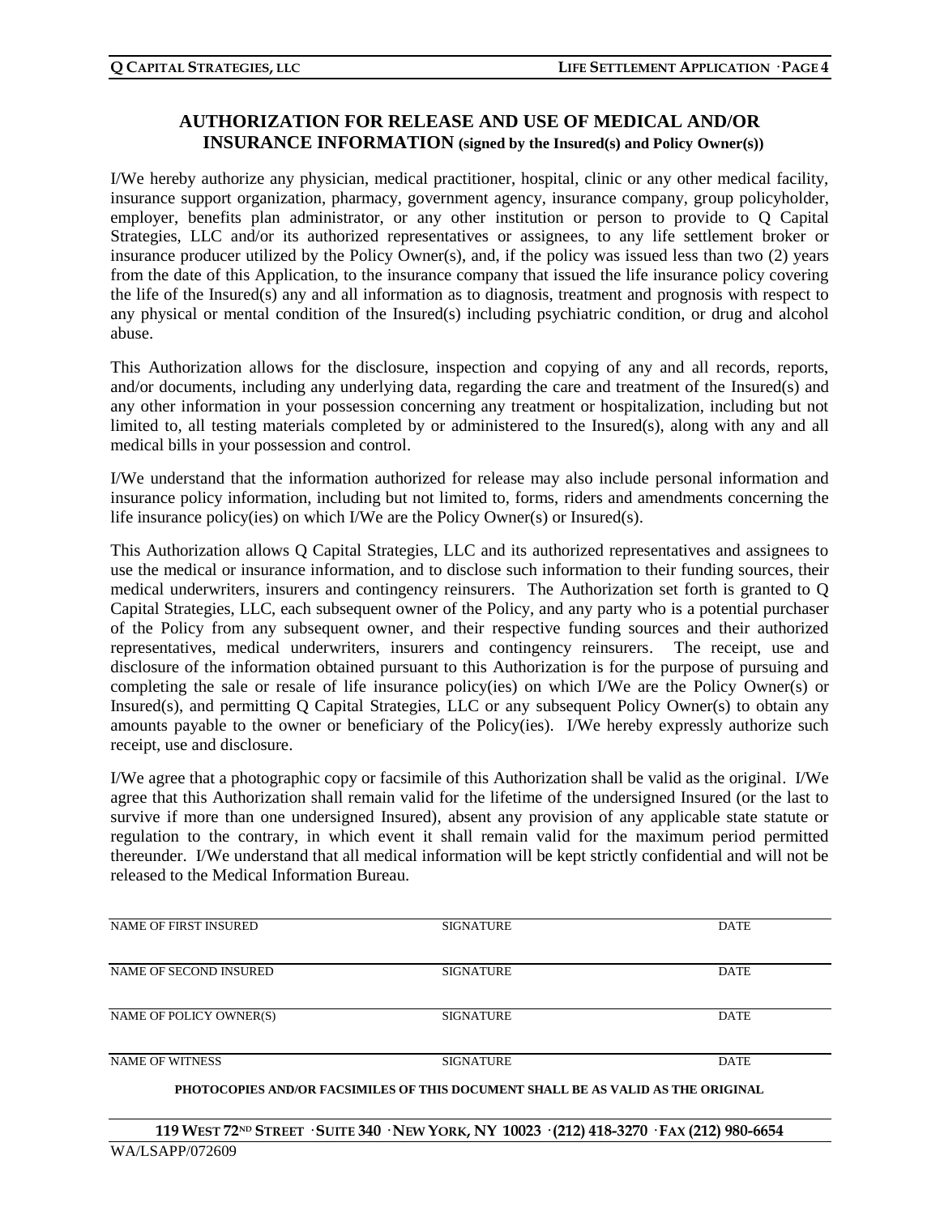## AUTHORIZATION FOR RELEASE AND USE OF MEDICAL AND/OR INSURANCE INFORMATION (signed by the Insured(s) and Policy Owner(s))

I/We hereby authorize any physician, medical practitioner, hospital, clinic or any other medical facility, insurance support organization, pharmacy, government agency, insurance company, group policyholder, employer, benefits plan administrator, or any other institution or person to provide to Q Capital Strategies, LLC and/or its authorized representatives or assignees, to any life settlement broker or insurance producer utilized by the Policy Owner(s), and, if the policy was issued less than two (2) years from the date of this Application, to the insurance company that issued the life insurance policy covering the life of the Insured(s) any and all information as to diagnosis, treatment and prognosis with respect to any physical or mental condition of the Insured(s) including psychiatric condition, or drug and alcohol abuse.

This Authorization allows for the disclosure, inspection and copying of any and all records, reports, and/or documents, including any underlying data, regarding the care and treatment of the Insured(s) and any other information in your possession concerning any treatment or hospitalization, including but not limited to, all testing materials completed by or administered to the Insured(s), along with any and all medical bills in your possession and control.

I/We understand that the information authorized for release may also include personal information and insurance policy information, including but not limited to, forms, riders and amendments concerning the life insurance policy(ies) on which I/We are the Policy Owner(s) or Insured(s).

This Authorization allows Q Capital Strategies, LLC and its authorized representatives and assignees to use the medical or insurance information, and to disclose such information to their funding sources, their medical underwriters, insurers and contingency reinsurers. The Authorization set forth is granted to Q Capital Strategies, LLC, each subsequent owner of the Policy, and any party who is a potential purchaser of the Policy from any subsequent owner, and their respective funding sources and their authorized representatives, medical underwriters, insurers and contingency reinsurers. The receipt, use and disclosure of the information obtained pursuant to this Authorization is for the purpose of pursuing and completing the sale or resale of life insurance policy(ies) on which I/We are the Policy Owner(s) or Insured(s), and permitting Q Capital Strategies, LLC or any subsequent Policy Owner(s) to obtain any amounts payable to the owner or beneficiary of the Policy(ies). I/We hereby expressly authorize such receipt, use and disclosure.

I/We agree that a photographic copy or facsimile of this Authorization shall be valid as the original. I/We agree that this Authorization shall remain valid for the lifetime of the undersigned Insured (or the last to survive if more than one undersigned Insured), absent any provision of any applicable state statute or regulation to the contrary, in which event it shall remain valid for the maximum period permitted thereunder. I/We understand that all medical information will be kept strictly confidential and will not be released to the Medical Information Bureau.

| NAME OF FIRST INSURED | SIGNATURE | DATE |
|---|---|---|
| NAME OF SECOND INSURED | SIGNATURE | DATE |
| NAME OF POLICY OWNER(S) | SIGNATURE | DATE |
| NAME OF WITNESS | SIGNATURE | DATE |

**PHOTOCOPIES AND/OR FACSIMILES OF THIS DOCUMENT SHALL BE AS VALID AS THE ORIGINAL**

**119 WEST 72ND STREET · SUITE 340 · NEW YORK, NY 10023 · (212) 418-3270 · FAX (212) 980-6654**

WA/LSAPP/072609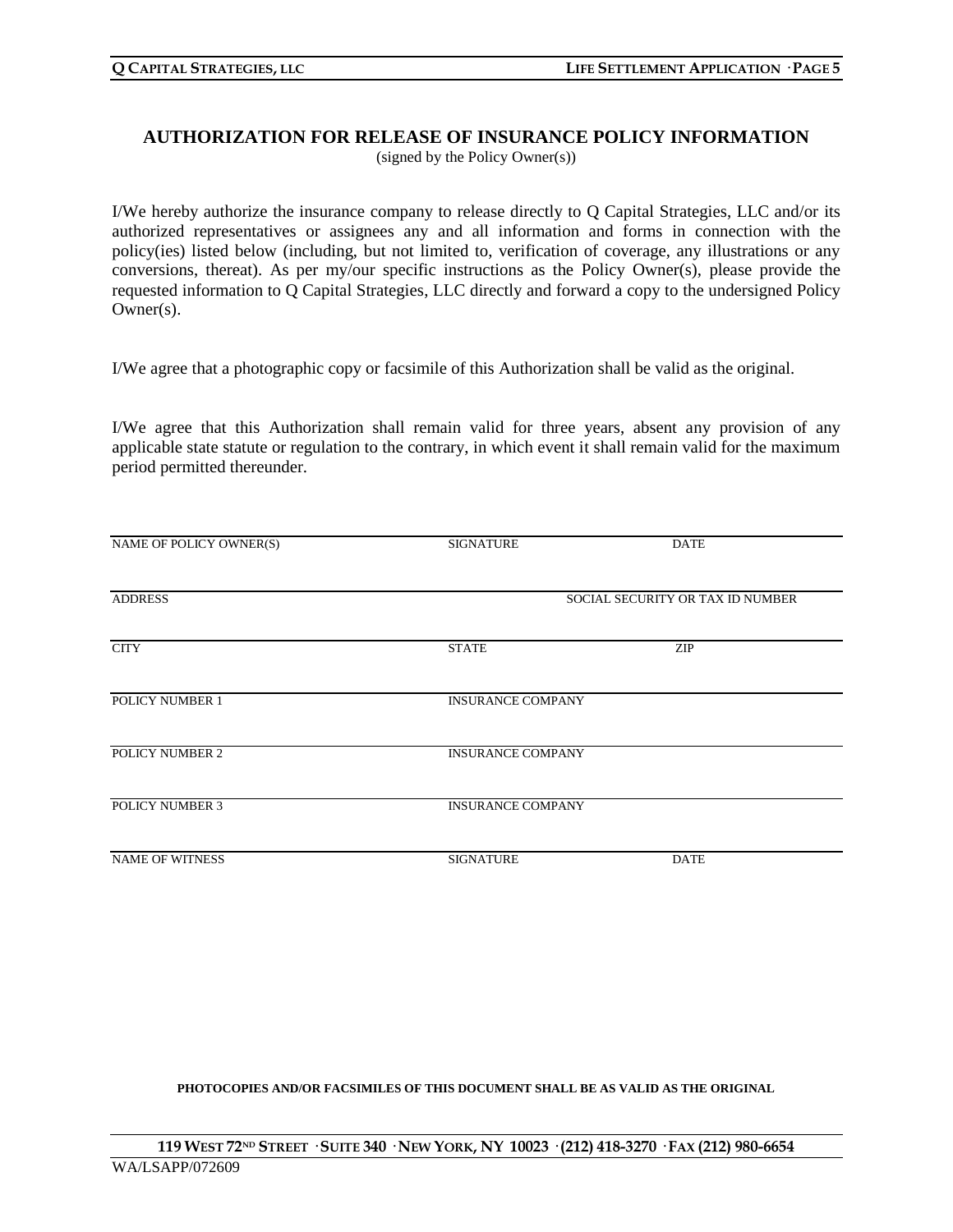## AUTHORIZATION FOR RELEASE OF INSURANCE POLICY INFORMATION

(signed by the Policy Owner(s))

I/We hereby authorize the insurance company to release directly to Q Capital Strategies, LLC and/or its authorized representatives or assignees any and all information and forms in connection with the policy(ies) listed below (including, but not limited to, verification of coverage, any illustrations or any conversions, thereat). As per my/our specific instructions as the Policy Owner(s), please provide the requested information to Q Capital Strategies, LLC directly and forward a copy to the undersigned Policy Owner(s).

I/We agree that a photographic copy or facsimile of this Authorization shall be valid as the original.

I/We agree that this Authorization shall remain valid for three years, absent any provision of any applicable state statute or regulation to the contrary, in which event it shall remain valid for the maximum period permitted thereunder.

| | | |
|---|---|---|
| NAME OF POLICY OWNER(S) | SIGNATURE | DATE |
| ADDRESS | | SOCIAL SECURITY OR TAX ID NUMBER |
| CITY | STATE | ZIP |
| POLICY NUMBER 1 | INSURANCE COMPANY | |
| POLICY NUMBER 2 | INSURANCE COMPANY | |
| POLICY NUMBER 3 | INSURANCE COMPANY | |
| NAME OF WITNESS | SIGNATURE | DATE |

**PHOTOCOPIES AND/OR FACSIMILES OF THIS DOCUMENT SHALL BE AS VALID AS THE ORIGINAL**

**119 WEST 72ND STREET · SUITE 340 · NEW YORK, NY 10023 · (212) 418-3270 · FAX (212) 980-6654**

WA/LSAPP/072609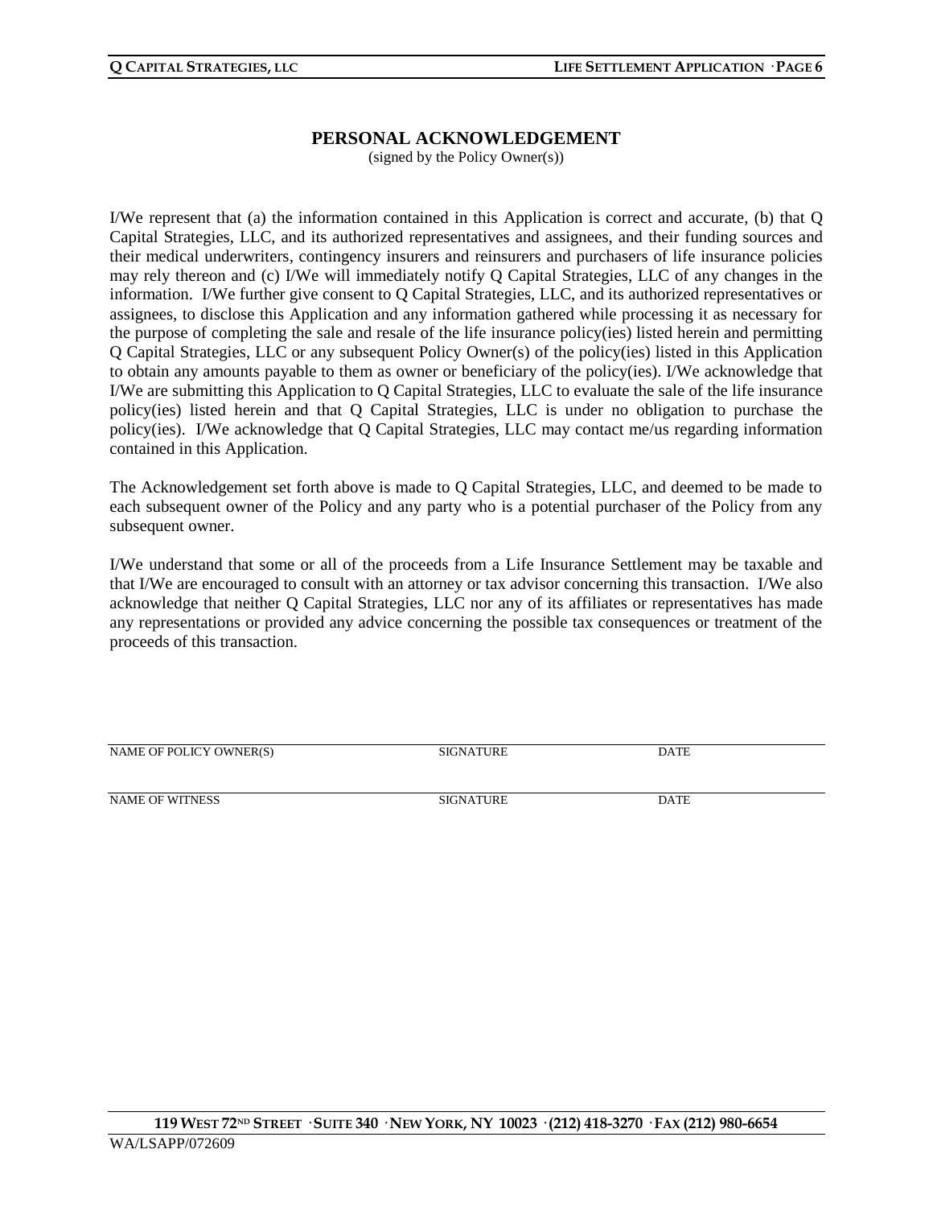## PERSONAL ACKNOWLEDGEMENT

(signed by the Policy Owner(s))

I/We represent that (a) the information contained in this Application is correct and accurate, (b) that Q Capital Strategies, LLC, and its authorized representatives and assignees, and their funding sources and their medical underwriters, contingency insurers and reinsurers and purchasers of life insurance policies may rely thereon and (c) I/We will immediately notify Q Capital Strategies, LLC of any changes in the information. I/We further give consent to Q Capital Strategies, LLC, and its authorized representatives or assignees, to disclose this Application and any information gathered while processing it as necessary for the purpose of completing the sale and resale of the life insurance policy(ies) listed herein and permitting Q Capital Strategies, LLC or any subsequent Policy Owner(s) of the policy(ies) listed in this Application to obtain any amounts payable to them as owner or beneficiary of the policy(ies). I/We acknowledge that I/We are submitting this Application to Q Capital Strategies, LLC to evaluate the sale of the life insurance policy(ies) listed herein and that Q Capital Strategies, LLC is under no obligation to purchase the policy(ies). I/We acknowledge that Q Capital Strategies, LLC may contact me/us regarding information contained in this Application.

The Acknowledgement set forth above is made to Q Capital Strategies, LLC, and deemed to be made to each subsequent owner of the Policy and any party who is a potential purchaser of the Policy from any subsequent owner.

I/We understand that some or all of the proceeds from a Life Insurance Settlement may be taxable and that I/We are encouraged to consult with an attorney or tax advisor concerning this transaction. I/We also acknowledge that neither Q Capital Strategies, LLC nor any of its affiliates or representatives has made any representations or provided any advice concerning the possible tax consequences or treatment of the proceeds of this transaction.

| | | |
|---|---|---|
| NAME OF POLICY OWNER(S) | SIGNATURE | DATE |
| NAME OF WITNESS | SIGNATURE | DATE |

119 West 72nd Street · Suite 340 · New York, NY 10023 · (212) 418-3270 · Fax (212) 980-6654

WA/LSAPP/072609